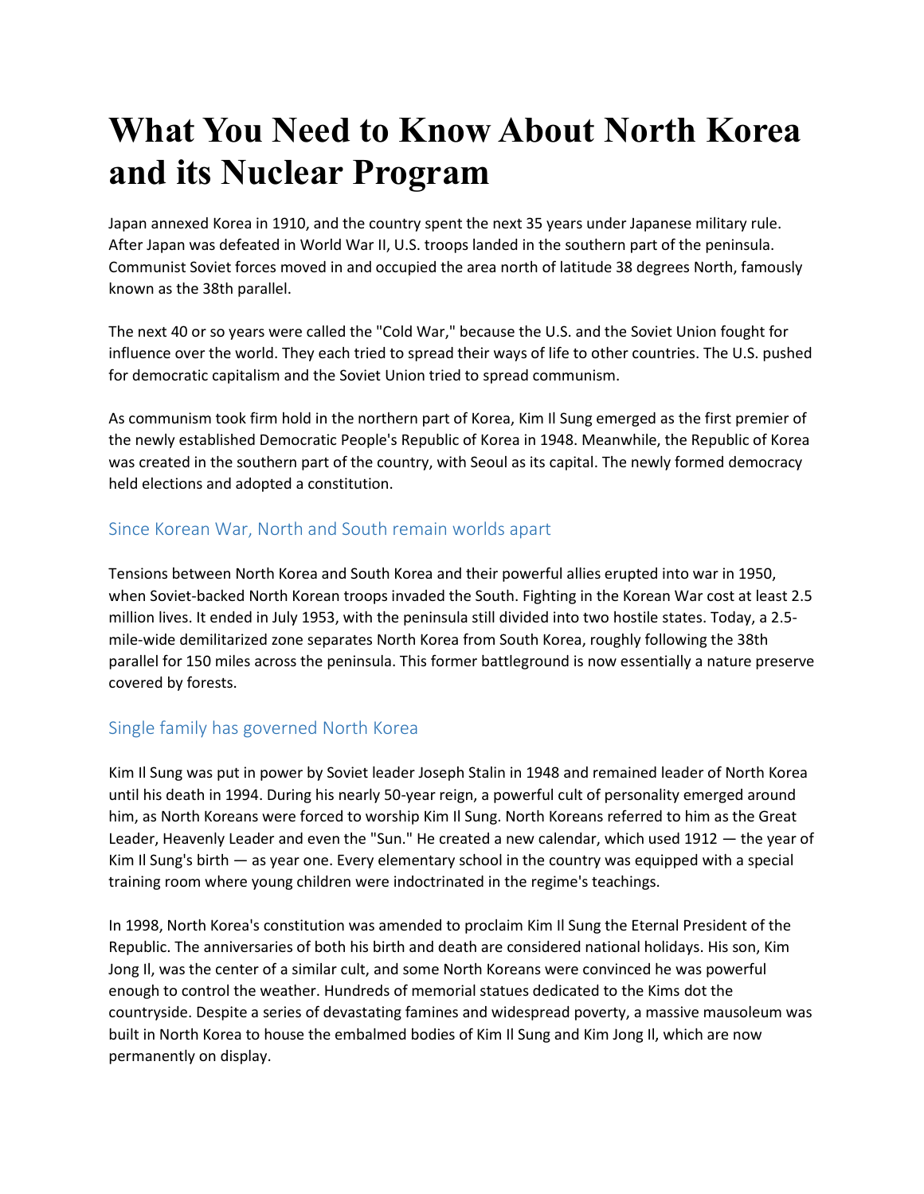# What You Need to Know About North Korea and its Nuclear Program

Japan annexed Korea in 1910, and the country spent the next 35 years under Japanese military rule. After Japan was defeated in World War II, U.S. troops landed in the southern part of the peninsula. Communist Soviet forces moved in and occupied the area north of latitude 38 degrees North, famously known as the 38th parallel.

The next 40 or so years were called the "Cold War," because the U.S. and the Soviet Union fought for influence over the world. They each tried to spread their ways of life to other countries. The U.S. pushed for democratic capitalism and the Soviet Union tried to spread communism.

As communism took firm hold in the northern part of Korea, Kim Il Sung emerged as the first premier of the newly established Democratic People's Republic of Korea in 1948. Meanwhile, the Republic of Korea was created in the southern part of the country, with Seoul as its capital. The newly formed democracy held elections and adopted a constitution.

## Since Korean War, North and South remain worlds apart

Tensions between North Korea and South Korea and their powerful allies erupted into war in 1950, when Soviet-backed North Korean troops invaded the South. Fighting in the Korean War cost at least 2.5 million lives. It ended in July 1953, with the peninsula still divided into two hostile states. Today, a 2.5-mile-wide demilitarized zone separates North Korea from South Korea, roughly following the 38th parallel for 150 miles across the peninsula. This former battleground is now essentially a nature preserve covered by forests.

## Single family has governed North Korea

Kim Il Sung was put in power by Soviet leader Joseph Stalin in 1948 and remained leader of North Korea until his death in 1994. During his nearly 50-year reign, a powerful cult of personality emerged around him, as North Koreans were forced to worship Kim Il Sung. North Koreans referred to him as the Great Leader, Heavenly Leader and even the "Sun." He created a new calendar, which used 1912 — the year of Kim Il Sung's birth — as year one. Every elementary school in the country was equipped with a special training room where young children were indoctrinated in the regime's teachings.

In 1998, North Korea's constitution was amended to proclaim Kim Il Sung the Eternal President of the Republic. The anniversaries of both his birth and death are considered national holidays. His son, Kim Jong Il, was the center of a similar cult, and some North Koreans were convinced he was powerful enough to control the weather. Hundreds of memorial statues dedicated to the Kims dot the countryside. Despite a series of devastating famines and widespread poverty, a massive mausoleum was built in North Korea to house the embalmed bodies of Kim Il Sung and Kim Jong Il, which are now permanently on display.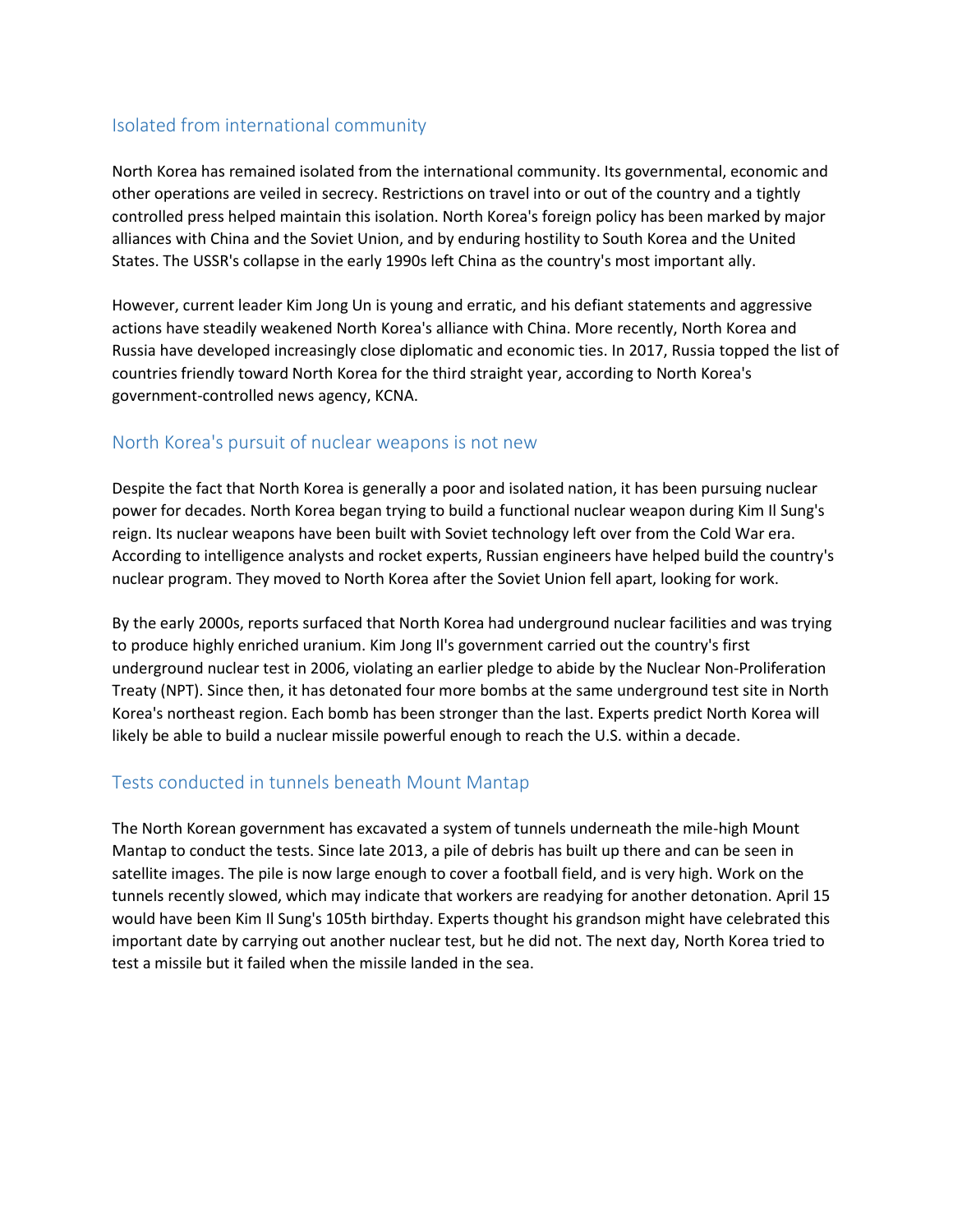## Isolated from international community

North Korea has remained isolated from the international community. Its governmental, economic and other operations are veiled in secrecy. Restrictions on travel into or out of the country and a tightly controlled press helped maintain this isolation. North Korea's foreign policy has been marked by major alliances with China and the Soviet Union, and by enduring hostility to South Korea and the United States. The USSR's collapse in the early 1990s left China as the country's most important ally.

However, current leader Kim Jong Un is young and erratic, and his defiant statements and aggressive actions have steadily weakened North Korea's alliance with China. More recently, North Korea and Russia have developed increasingly close diplomatic and economic ties. In 2017, Russia topped the list of countries friendly toward North Korea for the third straight year, according to North Korea's government-controlled news agency, KCNA.

## North Korea's pursuit of nuclear weapons is not new

Despite the fact that North Korea is generally a poor and isolated nation, it has been pursuing nuclear power for decades. North Korea began trying to build a functional nuclear weapon during Kim Il Sung's reign. Its nuclear weapons have been built with Soviet technology left over from the Cold War era. According to intelligence analysts and rocket experts, Russian engineers have helped build the country's nuclear program. They moved to North Korea after the Soviet Union fell apart, looking for work.

By the early 2000s, reports surfaced that North Korea had underground nuclear facilities and was trying to produce highly enriched uranium. Kim Jong Il's government carried out the country's first underground nuclear test in 2006, violating an earlier pledge to abide by the Nuclear Non-Proliferation Treaty (NPT). Since then, it has detonated four more bombs at the same underground test site in North Korea's northeast region. Each bomb has been stronger than the last. Experts predict North Korea will likely be able to build a nuclear missile powerful enough to reach the U.S. within a decade.

## Tests conducted in tunnels beneath Mount Mantap

The North Korean government has excavated a system of tunnels underneath the mile-high Mount Mantap to conduct the tests. Since late 2013, a pile of debris has built up there and can be seen in satellite images. The pile is now large enough to cover a football field, and is very high. Work on the tunnels recently slowed, which may indicate that workers are readying for another detonation. April 15 would have been Kim Il Sung's 105th birthday. Experts thought his grandson might have celebrated this important date by carrying out another nuclear test, but he did not. The next day, North Korea tried to test a missile but it failed when the missile landed in the sea.